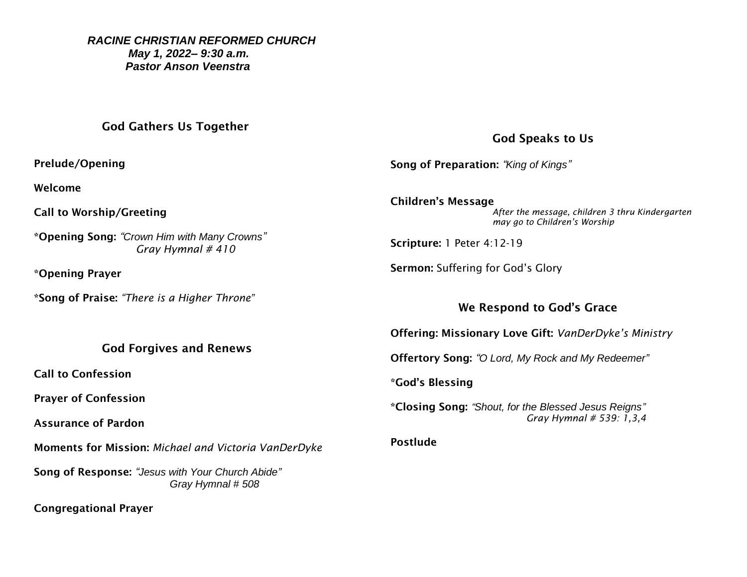***RACINE CHRISTIAN REFORMED CHURCH***
***May 1, 2022– 9:30 a.m.***
***Pastor Anson Veenstra***

## God Gathers Us Together

**Prelude/Opening**

**Welcome**

**Call to Worship/Greeting**

\***Opening Song:** *"Crown Him with Many Crowns"*
*Gray Hymnal # 410*

\***Opening Prayer**

\***Song of Praise:** *"There is a Higher Throne"*

## God Forgives and Renews

**Call to Confession**

**Prayer of Confession**

**Assurance of Pardon**

**Moments for Mission:** *Michael and Victoria VanDerDyke*

**Song of Response:** *"Jesus with Your Church Abide"*
*Gray Hymnal # 508*

**Congregational Prayer**

## God Speaks to Us

**Song of Preparation:** *"King of Kings"*

**Children's Message**
*After the message, children 3 thru Kindergarten may go to Children's Worship*

**Scripture:** 1 Peter 4:12-19

**Sermon:** Suffering for God's Glory

## We Respond to God's Grace

**Offering: Missionary Love Gift:** *VanDerDyke's Ministry*

**Offertory Song:** *"O Lord, My Rock and My Redeemer"*

\***God's Blessing**

\***Closing Song:** *"Shout, for the Blessed Jesus Reigns"*
*Gray Hymnal # 539: 1,3,4*

**Postlude**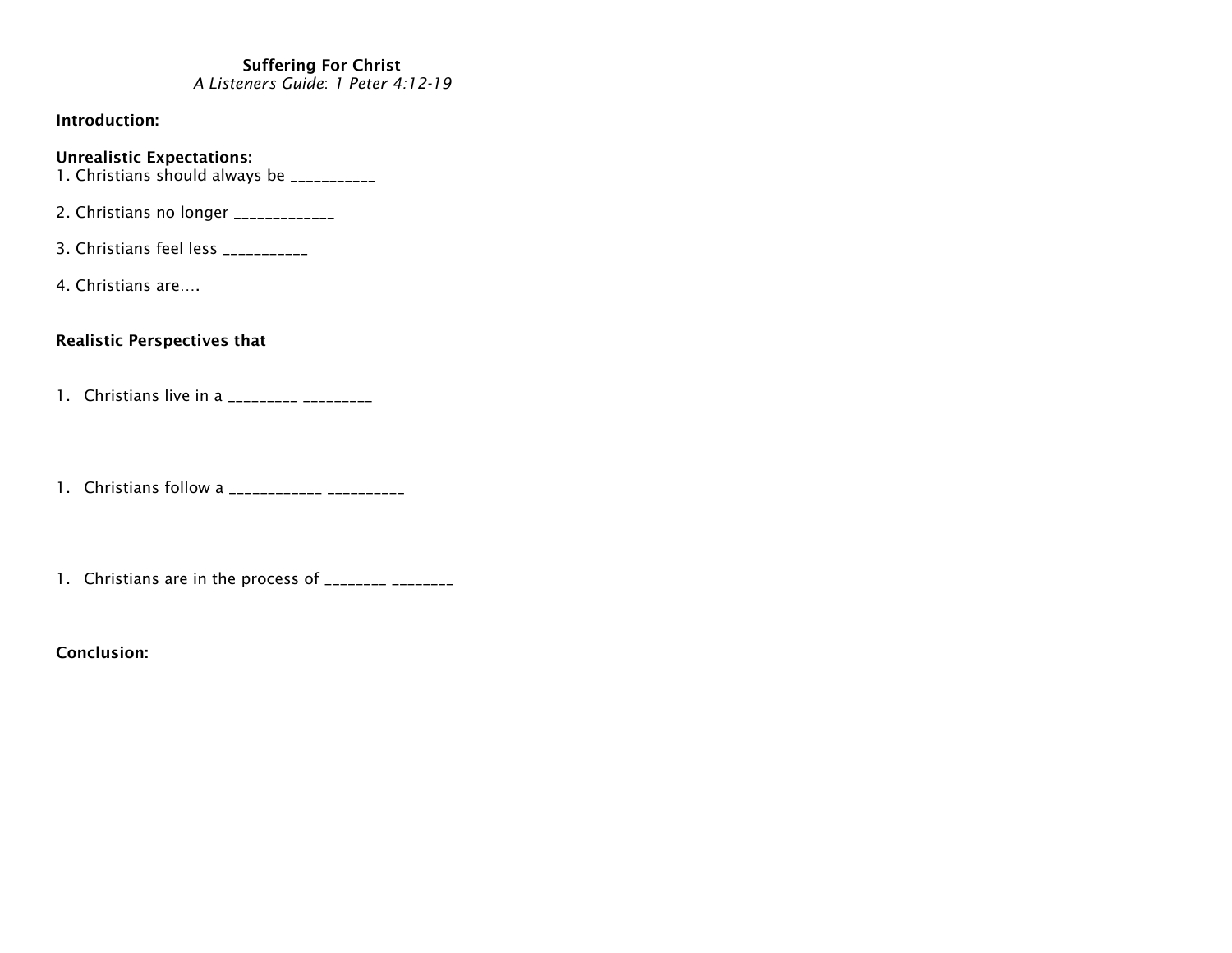**Suffering For Christ**

*A Listeners Guide*: *1 Peter 4:12-19*

**Introduction:**

**Unrealistic Expectations:**

1. Christians should always be ___________

2. Christians no longer _____________

3. Christians feel less ___________

4. Christians are….

**Realistic Perspectives that**

1. Christians live in a _________ _________

1. Christians follow a ____________ __________

1. Christians are in the process of ________ ________

**Conclusion:**